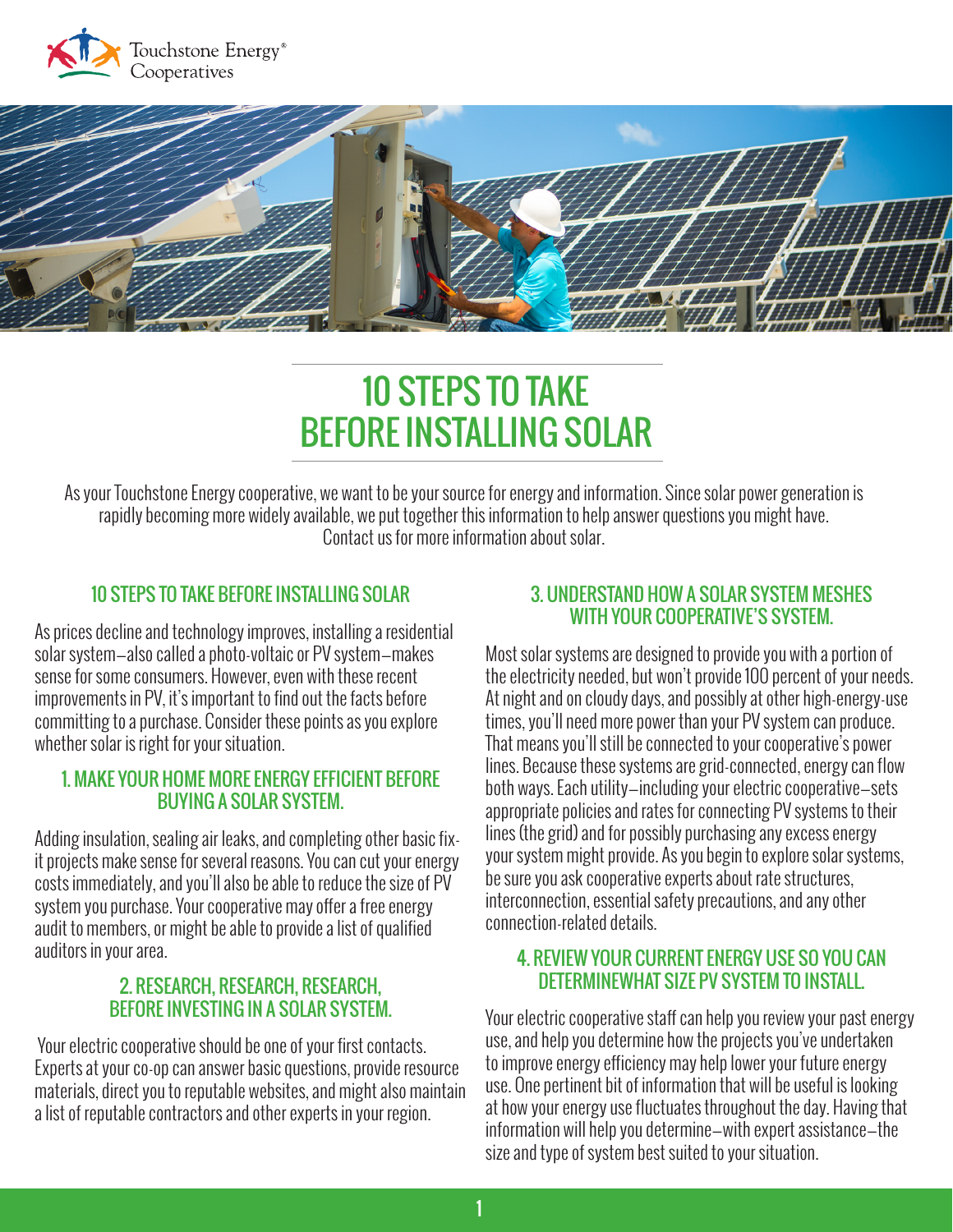# 10 STEPS TO TAKE BEFORE INSTALLING SOLAR

As your Touchstone Energy cooperative, we want to be your source for energy and information. Since solar power generation is rapidly becoming more widely available, we put together this information to help answer questions you might have. Contact us for more information about solar.

## 10 STEPS TO TAKE BEFORE INSTALLING SOLAR

As prices decline and technology improves, installing a residential solar system—also called a photo-voltaic or PV system—makes sense for some consumers. However, even with these recent improvements in PV, it's important to find out the facts before committing to a purchase. Consider these points as you explore whether solar is right for your situation.

### 1. MAKE YOUR HOME MORE ENERGY EFFICIENT BEFORE BUYING A SOLAR SYSTEM.

Adding insulation, sealing air leaks, and completing other basic fix-it projects make sense for several reasons. You can cut your energy costs immediately, and you'll also be able to reduce the size of PV system you purchase. Your cooperative may offer a free energy audit to members, or might be able to provide a list of qualified auditors in your area.

### 2. RESEARCH, RESEARCH, RESEARCH, BEFORE INVESTING IN A SOLAR SYSTEM.

Your electric cooperative should be one of your first contacts. Experts at your co-op can answer basic questions, provide resource materials, direct you to reputable websites, and might also maintain a list of reputable contractors and other experts in your region.

### 3. UNDERSTAND HOW A SOLAR SYSTEM MESHES WITH YOUR COOPERATIVE'S SYSTEM.

Most solar systems are designed to provide you with a portion of the electricity needed, but won't provide 100 percent of your needs. At night and on cloudy days, and possibly at other high-energy-use times, you'll need more power than your PV system can produce. That means you'll still be connected to your cooperative's power lines. Because these systems are grid-connected, energy can flow both ways. Each utility—including your electric cooperative—sets appropriate policies and rates for connecting PV systems to their lines (the grid) and for possibly purchasing any excess energy your system might provide. As you begin to explore solar systems, be sure you ask cooperative experts about rate structures, interconnection, essential safety precautions, and any other connection-related details.

### 4. REVIEW YOUR CURRENT ENERGY USE SO YOU CAN DETERMINEWHAT SIZE PV SYSTEM TO INSTALL.

Your electric cooperative staff can help you review your past energy use, and help you determine how the projects you've undertaken to improve energy efficiency may help lower your future energy use. One pertinent bit of information that will be useful is looking at how your energy use fluctuates throughout the day. Having that information will help you determine—with expert assistance—the size and type of system best suited to your situation.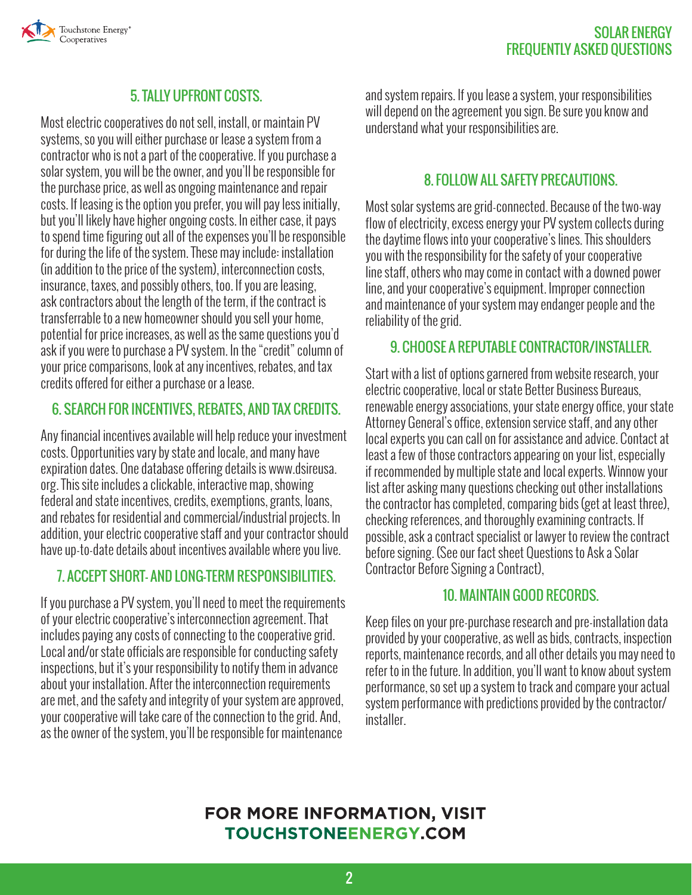## 5. TALLY UPFRONT COSTS.

Most electric cooperatives do not sell, install, or maintain PV systems, so you will either purchase or lease a system from a contractor who is not a part of the cooperative. If you purchase a solar system, you will be the owner, and you'll be responsible for the purchase price, as well as ongoing maintenance and repair costs. If leasing is the option you prefer, you will pay less initially, but you'll likely have higher ongoing costs. In either case, it pays to spend time figuring out all of the expenses you'll be responsible for during the life of the system. These may include: installation (in addition to the price of the system), interconnection costs, insurance, taxes, and possibly others, too. If you are leasing, ask contractors about the length of the term, if the contract is transferrable to a new homeowner should you sell your home, potential for price increases, as well as the same questions you'd ask if you were to purchase a PV system. In the "credit" column of your price comparisons, look at any incentives, rebates, and tax credits offered for either a purchase or a lease.

## 6. SEARCH FOR INCENTIVES, REBATES, AND TAX CREDITS.

Any financial incentives available will help reduce your investment costs. Opportunities vary by state and locale, and many have expiration dates. One database offering details is www.dsireusa.org. This site includes a clickable, interactive map, showing federal and state incentives, credits, exemptions, grants, loans, and rebates for residential and commercial/industrial projects. In addition, your electric cooperative staff and your contractor should have up-to-date details about incentives available where you live.

## 7. ACCEPT SHORT- AND LONG-TERM RESPONSIBILITIES.

If you purchase a PV system, you'll need to meet the requirements of your electric cooperative's interconnection agreement. That includes paying any costs of connecting to the cooperative grid. Local and/or state officials are responsible for conducting safety inspections, but it's your responsibility to notify them in advance about your installation. After the interconnection requirements are met, and the safety and integrity of your system are approved, your cooperative will take care of the connection to the grid. And, as the owner of the system, you'll be responsible for maintenance and system repairs. If you lease a system, your responsibilities will depend on the agreement you sign. Be sure you know and understand what your responsibilities are.

## 8. FOLLOW ALL SAFETY PRECAUTIONS.

Most solar systems are grid-connected. Because of the two-way flow of electricity, excess energy your PV system collects during the daytime flows into your cooperative's lines. This shoulders you with the responsibility for the safety of your cooperative line staff, others who may come in contact with a downed power line, and your cooperative's equipment. Improper connection and maintenance of your system may endanger people and the reliability of the grid.

## 9. CHOOSE A REPUTABLE CONTRACTOR/INSTALLER.

Start with a list of options garnered from website research, your electric cooperative, local or state Better Business Bureaus, renewable energy associations, your state energy office, your state Attorney General's office, extension service staff, and any other local experts you can call on for assistance and advice. Contact at least a few of those contractors appearing on your list, especially if recommended by multiple state and local experts. Winnow your list after asking many questions checking out other installations the contractor has completed, comparing bids (get at least three), checking references, and thoroughly examining contracts. If possible, ask a contract specialist or lawyer to review the contract before signing. (See our fact sheet Questions to Ask a Solar Contractor Before Signing a Contract),

## 10. MAINTAIN GOOD RECORDS.

Keep files on your pre-purchase research and pre-installation data provided by your cooperative, as well as bids, contracts, inspection reports, maintenance records, and all other details you may need to refer to in the future. In addition, you'll want to know about system performance, so set up a system to track and compare your actual system performance with predictions provided by the contractor/installer.

**FOR MORE INFORMATION, VISIT TOUCHSTONEENERGY.COM**